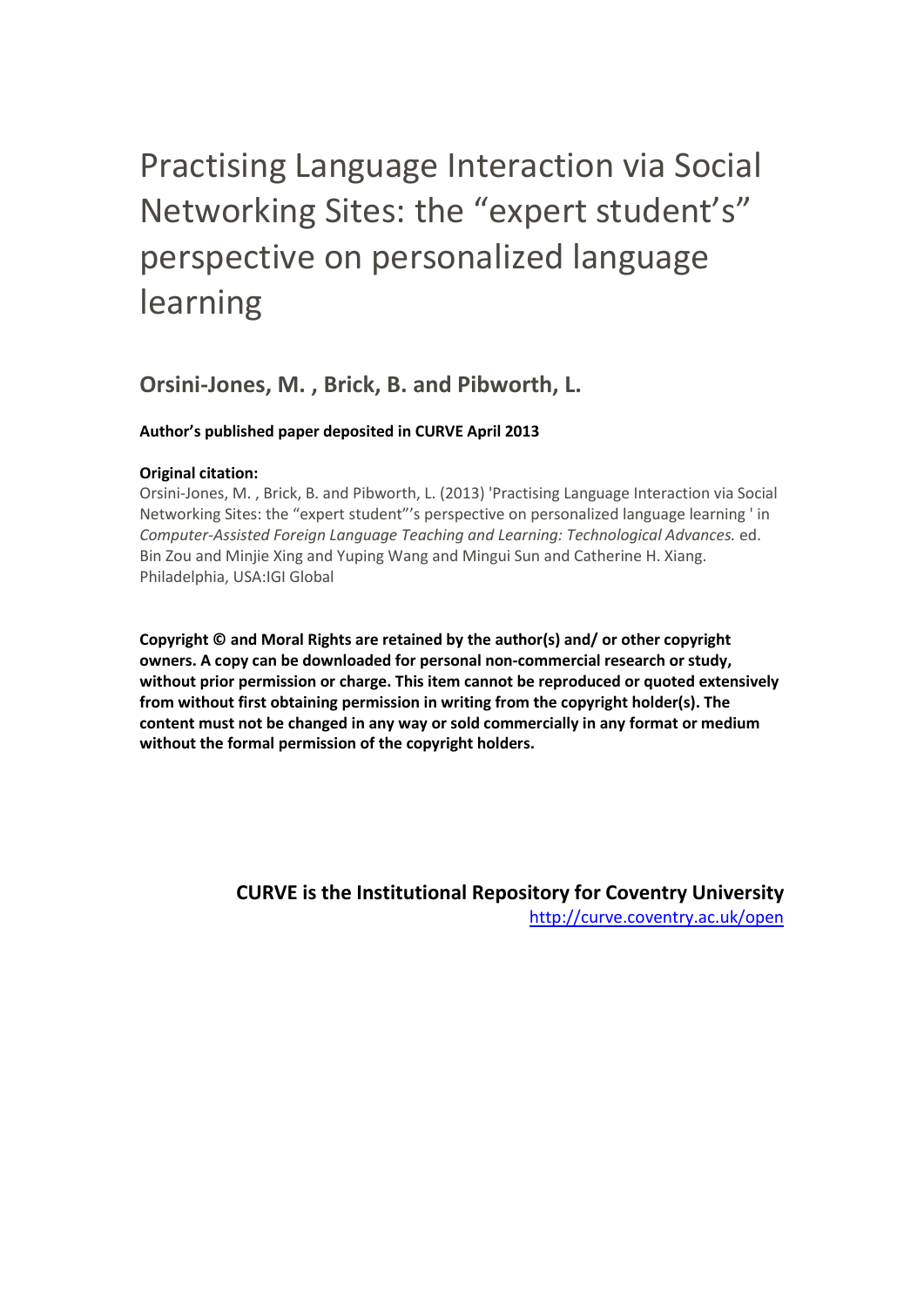# Practising Language Interaction via Social Networking Sites: the "expert student's" perspective on personalized language learning

## Orsini-Jones, M. , Brick, B. and Pibworth, L.

**Author's published paper deposited in CURVE April 2013**

**Original citation:**
Orsini-Jones, M. , Brick, B. and Pibworth, L. (2013) 'Practising Language Interaction via Social Networking Sites: the "expert student"'s perspective on personalized language learning ' in *Computer-Assisted Foreign Language Teaching and Learning: Technological Advances.* ed. Bin Zou and Minjie Xing and Yuping Wang and Mingui Sun and Catherine H. Xiang. Philadelphia, USA:IGI Global

**Copyright © and Moral Rights are retained by the author(s) and/ or other copyright owners. A copy can be downloaded for personal non-commercial research or study, without prior permission or charge. This item cannot be reproduced or quoted extensively from without first obtaining permission in writing from the copyright holder(s). The content must not be changed in any way or sold commercially in any format or medium without the formal permission of the copyright holders.**

**CURVE is the Institutional Repository for Coventry University**
http://curve.coventry.ac.uk/open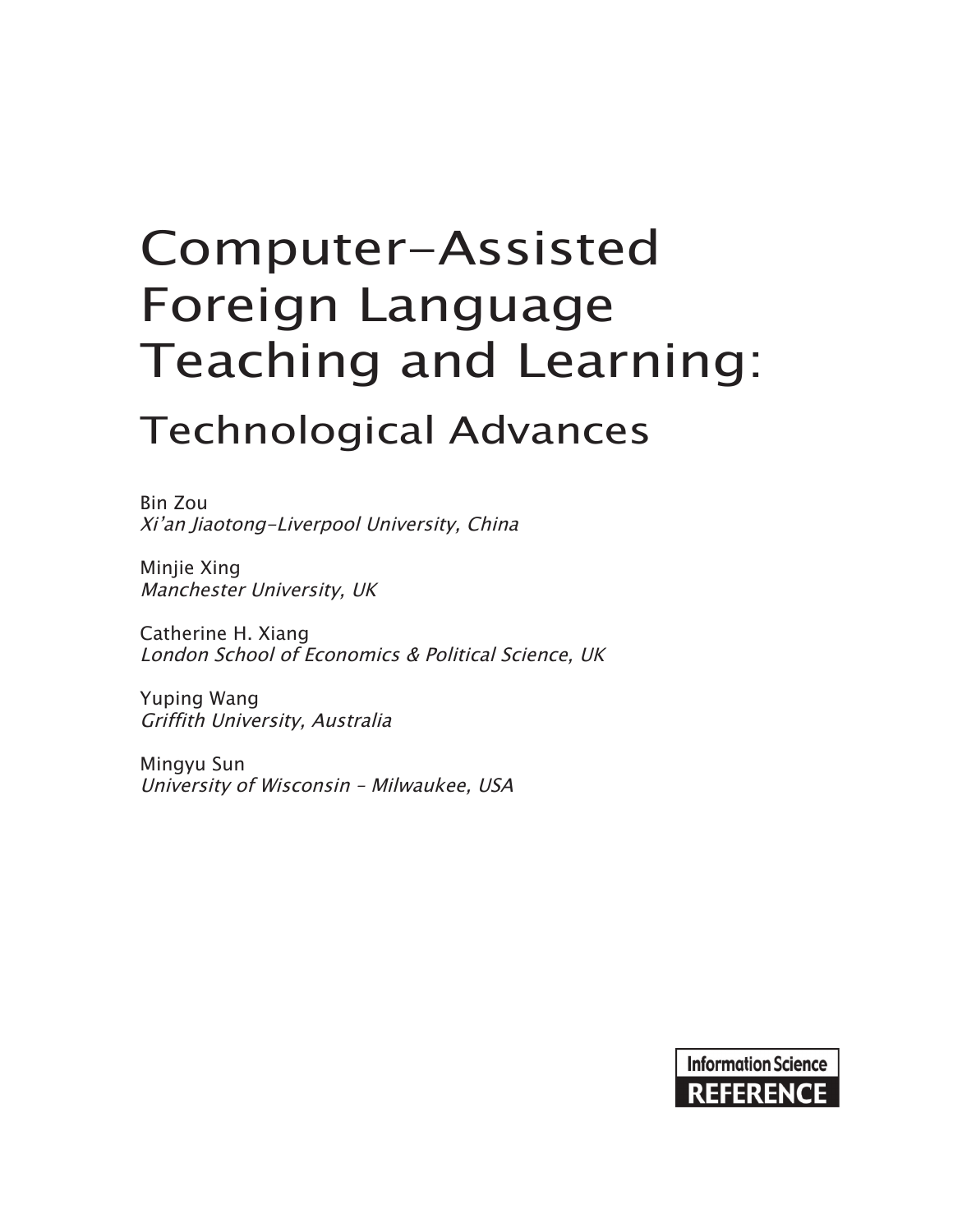# Computer-Assisted Foreign Language Teaching and Learning:

## Technological Advances

Bin Zou
*Xi'an Jiaotong-Liverpool University, China*

Minjie Xing
*Manchester University, UK*

Catherine H. Xiang
*London School of Economics & Political Science, UK*

Yuping Wang
*Griffith University, Australia*

Mingyu Sun
*University of Wisconsin – Milwaukee, USA*

**Information Science REFERENCE**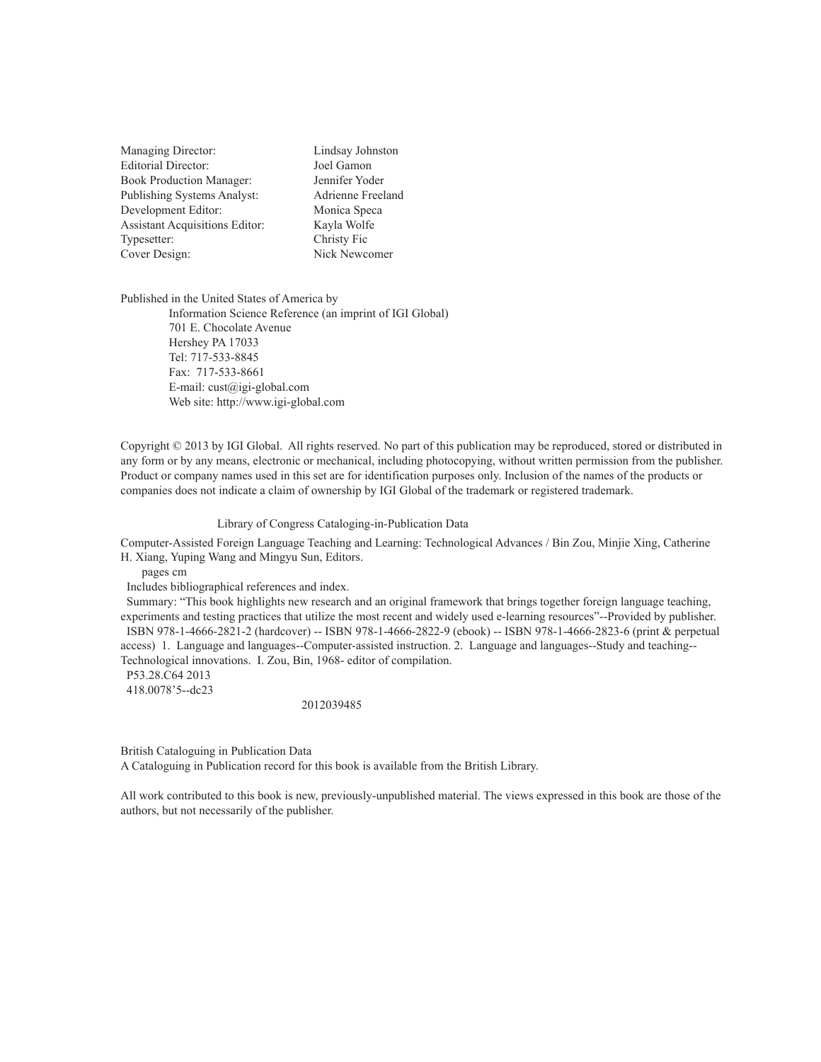| | |
|---|---|
| Managing Director: | Lindsay Johnston |
| Editorial Director: | Joel Gamon |
| Book Production Manager: | Jennifer Yoder |
| Publishing Systems Analyst: | Adrienne Freeland |
| Development Editor: | Monica Speca |
| Assistant Acquisitions Editor: | Kayla Wolfe |
| Typesetter: | Christy Fic |
| Cover Design: | Nick Newcomer |

Published in the United States of America by

Information Science Reference (an imprint of IGI Global)
701 E. Chocolate Avenue
Hershey PA 17033
Tel: 717-533-8845
Fax: 717-533-8661
E-mail: cust@igi-global.com
Web site: http://www.igi-global.com

Copyright © 2013 by IGI Global. All rights reserved. No part of this publication may be reproduced, stored or distributed in any form or by any means, electronic or mechanical, including photocopying, without written permission from the publisher. Product or company names used in this set are for identification purposes only. Inclusion of the names of the products or companies does not indicate a claim of ownership by IGI Global of the trademark or registered trademark.

Library of Congress Cataloging-in-Publication Data

Computer-Assisted Foreign Language Teaching and Learning: Technological Advances / Bin Zou, Minjie Xing, Catherine H. Xiang, Yuping Wang and Mingyu Sun, Editors.

pages cm

Includes bibliographical references and index.

Summary: "This book highlights new research and an original framework that brings together foreign language teaching, experiments and testing practices that utilize the most recent and widely used e-learning resources"--Provided by publisher.

ISBN 978-1-4666-2821-2 (hardcover) -- ISBN 978-1-4666-2822-9 (ebook) -- ISBN 978-1-4666-2823-6 (print & perpetual access) 1. Language and languages--Computer-assisted instruction. 2. Language and languages--Study and teaching--Technological innovations. I. Zou, Bin, 1968- editor of compilation.

P53.28.C64 2013
418.0078'5--dc23

2012039485

British Cataloguing in Publication Data
A Cataloguing in Publication record for this book is available from the British Library.

All work contributed to this book is new, previously-unpublished material. The views expressed in this book are those of the authors, but not necessarily of the publisher.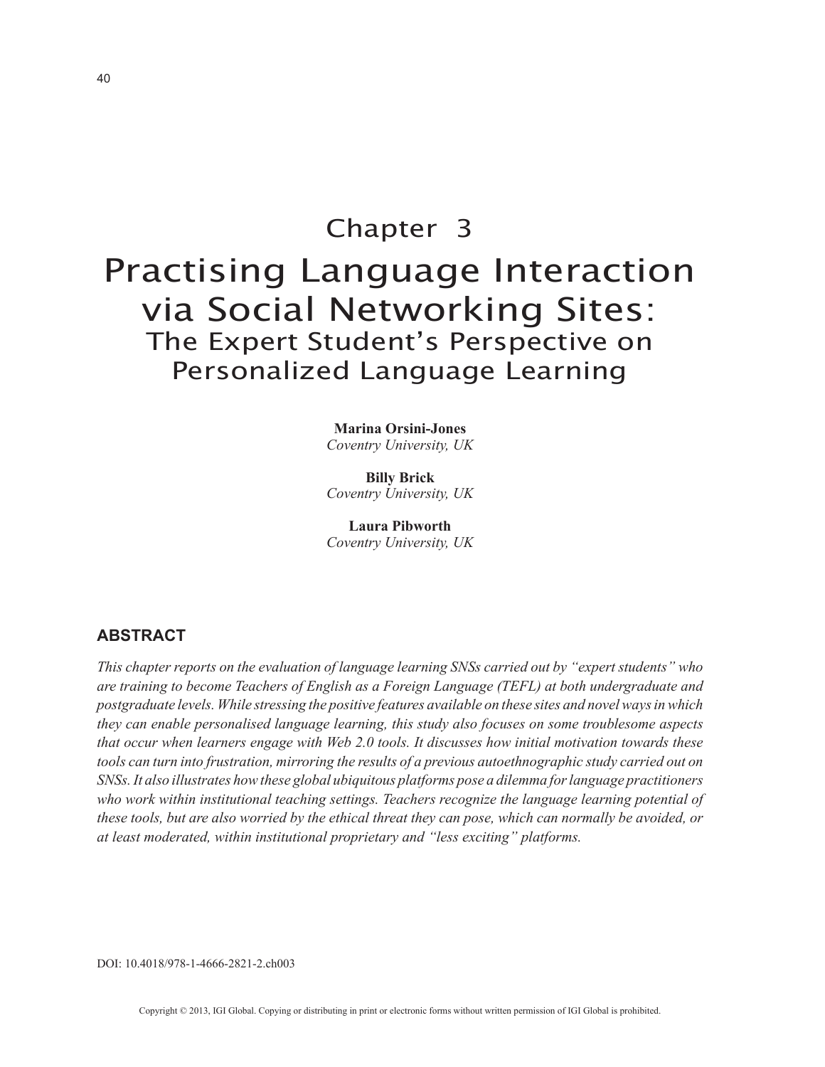# Chapter 3

# Practising Language Interaction via Social Networking Sites:

## The Expert Student's Perspective on Personalized Language Learning

**Marina Orsini-Jones**
*Coventry University, UK*

**Billy Brick**
*Coventry University, UK*

**Laura Pibworth**
*Coventry University, UK*

## ABSTRACT

*This chapter reports on the evaluation of language learning SNSs carried out by "expert students" who are training to become Teachers of English as a Foreign Language (TEFL) at both undergraduate and postgraduate levels. While stressing the positive features available on these sites and novel ways in which they can enable personalised language learning, this study also focuses on some troublesome aspects that occur when learners engage with Web 2.0 tools. It discusses how initial motivation towards these tools can turn into frustration, mirroring the results of a previous autoethnographic study carried out on SNSs. It also illustrates how these global ubiquitous platforms pose a dilemma for language practitioners who work within institutional teaching settings. Teachers recognize the language learning potential of these tools, but are also worried by the ethical threat they can pose, which can normally be avoided, or at least moderated, within institutional proprietary and "less exciting" platforms.*

DOI: 10.4018/978-1-4666-2821-2.ch003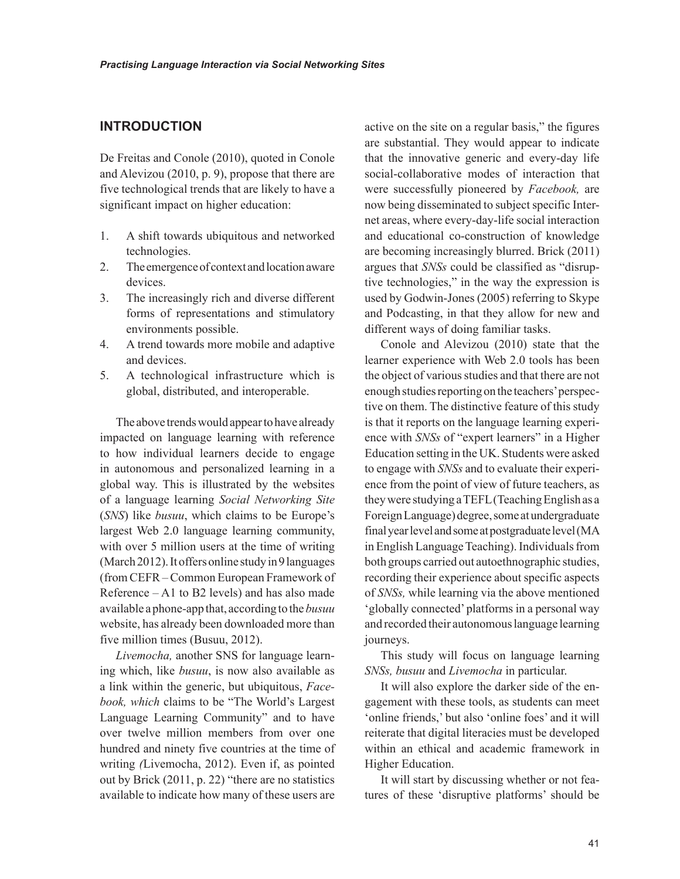## INTRODUCTION

De Freitas and Conole (2010), quoted in Conole and Alevizou (2010, p. 9), propose that there are five technological trends that are likely to have a significant impact on higher education:

1. A shift towards ubiquitous and networked technologies.
2. The emergence of context and location aware devices.
3. The increasingly rich and diverse different forms of representations and stimulatory environments possible.
4. A trend towards more mobile and adaptive and devices.
5. A technological infrastructure which is global, distributed, and interoperable.

The above trends would appear to have already impacted on language learning with reference to how individual learners decide to engage in autonomous and personalized learning in a global way. This is illustrated by the websites of a language learning *Social Networking Site* (*SNS*) like *busuu*, which claims to be Europe's largest Web 2.0 language learning community, with over 5 million users at the time of writing (March 2012). It offers online study in 9 languages (from CEFR – Common European Framework of Reference – A1 to B2 levels) and has also made available a phone-app that, according to the *busuu* website, has already been downloaded more than five million times (Busuu, 2012).

*Livemocha,* another SNS for language learning which, like *busuu*, is now also available as a link within the generic, but ubiquitous, *Facebook, which* claims to be "The World's Largest Language Learning Community" and to have over twelve million members from over one hundred and ninety five countries at the time of writing *(*Livemocha, 2012). Even if, as pointed out by Brick (2011, p. 22) "there are no statistics available to indicate how many of these users are active on the site on a regular basis," the figures are substantial. They would appear to indicate that the innovative generic and every-day life social-collaborative modes of interaction that were successfully pioneered by *Facebook,* are now being disseminated to subject specific Internet areas, where every-day-life social interaction and educational co-construction of knowledge are becoming increasingly blurred. Brick (2011) argues that *SNSs* could be classified as "disruptive technologies," in the way the expression is used by Godwin-Jones (2005) referring to Skype and Podcasting, in that they allow for new and different ways of doing familiar tasks.

Conole and Alevizou (2010) state that the learner experience with Web 2.0 tools has been the object of various studies and that there are not enough studies reporting on the teachers' perspective on them. The distinctive feature of this study is that it reports on the language learning experience with *SNSs* of "expert learners" in a Higher Education setting in the UK. Students were asked to engage with *SNSs* and to evaluate their experience from the point of view of future teachers, as they were studying a TEFL (Teaching English as a Foreign Language) degree, some at undergraduate final year level and some at postgraduate level (MA in English Language Teaching). Individuals from both groups carried out autoethnographic studies, recording their experience about specific aspects of *SNSs,* while learning via the above mentioned 'globally connected' platforms in a personal way and recorded their autonomous language learning journeys.

This study will focus on language learning *SNSs, busuu* and *Livemocha* in particular.

It will also explore the darker side of the engagement with these tools, as students can meet 'online friends,' but also 'online foes' and it will reiterate that digital literacies must be developed within an ethical and academic framework in Higher Education.

It will start by discussing whether or not features of these 'disruptive platforms' should be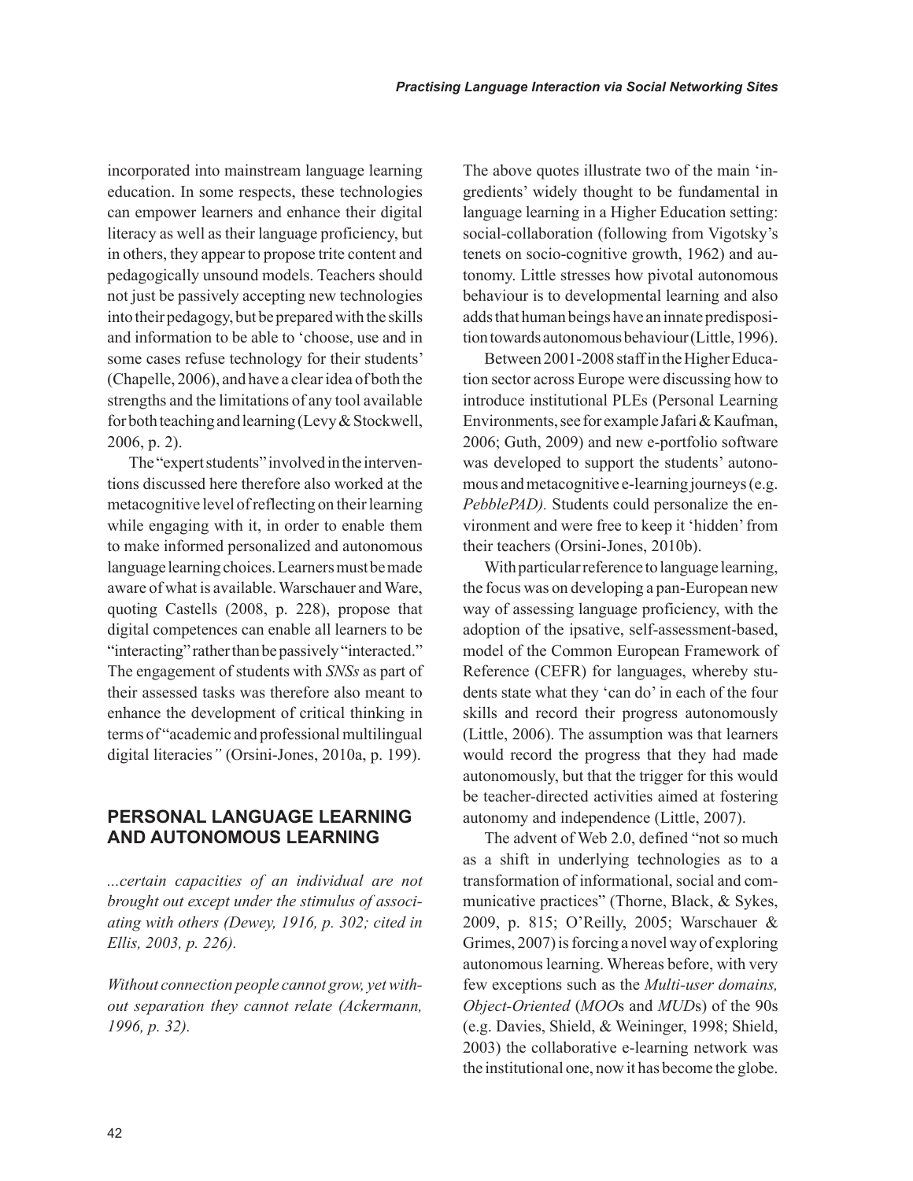incorporated into mainstream language learning education. In some respects, these technologies can empower learners and enhance their digital literacy as well as their language proficiency, but in others, they appear to propose trite content and pedagogically unsound models. Teachers should not just be passively accepting new technologies into their pedagogy, but be prepared with the skills and information to be able to 'choose, use and in some cases refuse technology for their students' (Chapelle, 2006), and have a clear idea of both the strengths and the limitations of any tool available for both teaching and learning (Levy & Stockwell, 2006, p. 2).

The "expert students" involved in the interventions discussed here therefore also worked at the metacognitive level of reflecting on their learning while engaging with it, in order to enable them to make informed personalized and autonomous language learning choices. Learners must be made aware of what is available. Warschauer and Ware, quoting Castells (2008, p. 228), propose that digital competences can enable all learners to be "interacting" rather than be passively "interacted." The engagement of students with *SNSs* as part of their assessed tasks was therefore also meant to enhance the development of critical thinking in terms of "academic and professional multilingual digital literacies*"* (Orsini-Jones, 2010a, p. 199).

## PERSONAL LANGUAGE LEARNING AND AUTONOMOUS LEARNING

*...certain capacities of an individual are not brought out except under the stimulus of associating with others (Dewey, 1916, p. 302; cited in Ellis, 2003, p. 226).*

*Without connection people cannot grow, yet without separation they cannot relate (Ackermann, 1996, p. 32).*

The above quotes illustrate two of the main 'ingredients' widely thought to be fundamental in language learning in a Higher Education setting: social-collaboration (following from Vigotsky's tenets on socio-cognitive growth, 1962) and autonomy. Little stresses how pivotal autonomous behaviour is to developmental learning and also adds that human beings have an innate predisposition towards autonomous behaviour (Little, 1996).

Between 2001-2008 staff in the Higher Education sector across Europe were discussing how to introduce institutional PLEs (Personal Learning Environments, see for example Jafari & Kaufman, 2006; Guth, 2009) and new e-portfolio software was developed to support the students' autonomous and metacognitive e-learning journeys (e.g. *PebblePAD).* Students could personalize the environment and were free to keep it 'hidden' from their teachers (Orsini-Jones, 2010b).

With particular reference to language learning, the focus was on developing a pan-European new way of assessing language proficiency, with the adoption of the ipsative, self-assessment-based, model of the Common European Framework of Reference (CEFR) for languages, whereby students state what they 'can do' in each of the four skills and record their progress autonomously (Little, 2006). The assumption was that learners would record the progress that they had made autonomously, but that the trigger for this would be teacher-directed activities aimed at fostering autonomy and independence (Little, 2007).

The advent of Web 2.0, defined "not so much as a shift in underlying technologies as to a transformation of informational, social and communicative practices" (Thorne, Black, & Sykes, 2009, p. 815; O'Reilly, 2005; Warschauer & Grimes, 2007) is forcing a novel way of exploring autonomous learning. Whereas before, with very few exceptions such as the *Multi-user domains, Object-Oriented* (*MOO*s and *MUD*s) of the 90s (e.g. Davies, Shield, & Weininger, 1998; Shield, 2003) the collaborative e-learning network was the institutional one, now it has become the globe.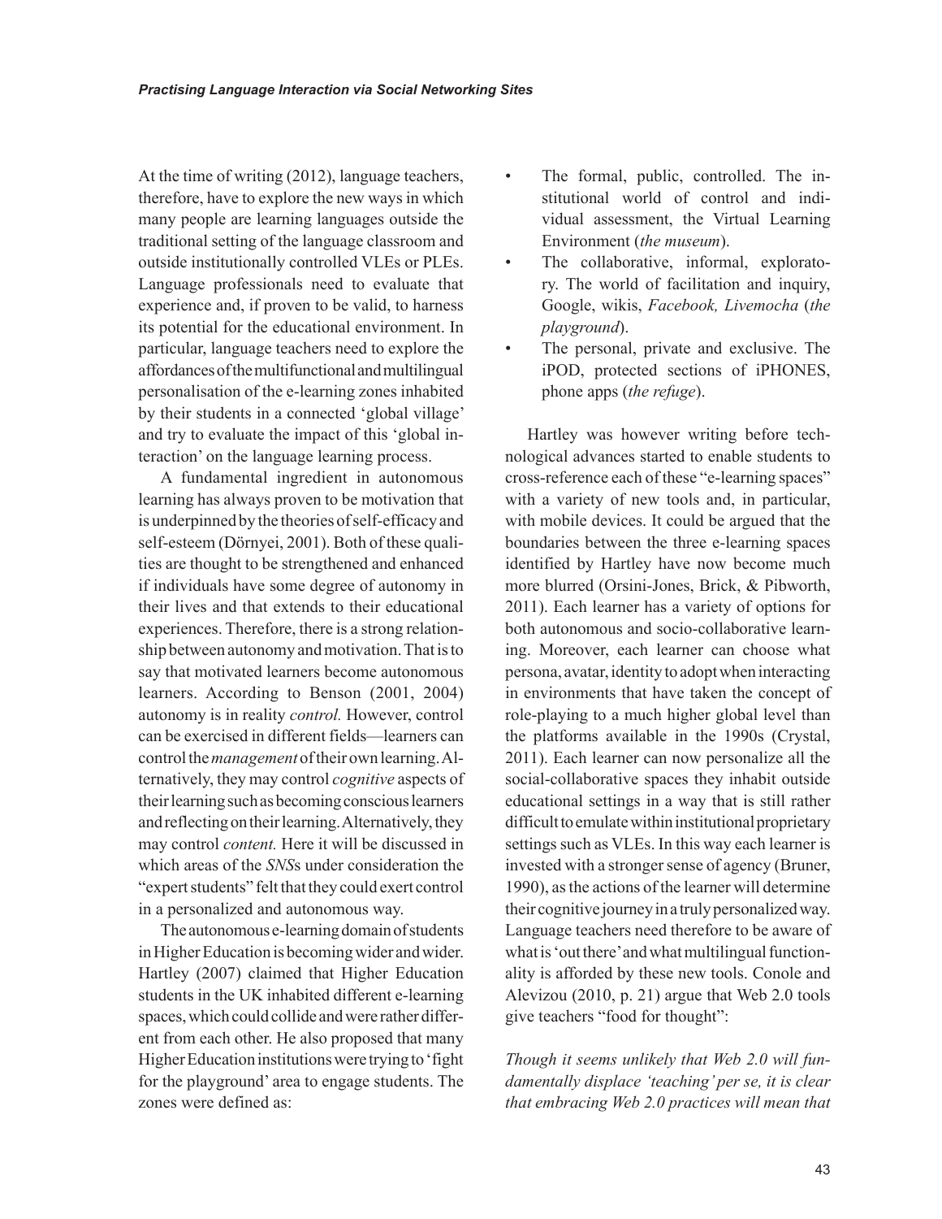At the time of writing (2012), language teachers, therefore, have to explore the new ways in which many people are learning languages outside the traditional setting of the language classroom and outside institutionally controlled VLEs or PLEs. Language professionals need to evaluate that experience and, if proven to be valid, to harness its potential for the educational environment. In particular, language teachers need to explore the affordances of the multifunctional and multilingual personalisation of the e-learning zones inhabited by their students in a connected 'global village' and try to evaluate the impact of this 'global interaction' on the language learning process.

A fundamental ingredient in autonomous learning has always proven to be motivation that is underpinned by the theories of self-efficacy and self-esteem (Dörnyei, 2001). Both of these qualities are thought to be strengthened and enhanced if individuals have some degree of autonomy in their lives and that extends to their educational experiences. Therefore, there is a strong relationship between autonomy and motivation. That is to say that motivated learners become autonomous learners. According to Benson (2001, 2004) autonomy is in reality *control.* However, control can be exercised in different fields—learners can control the *management* of their own learning. Alternatively, they may control *cognitive* aspects of their learning such as becoming conscious learners and reflecting on their learning. Alternatively, they may control *content.* Here it will be discussed in which areas of the *SNS*s under consideration the "expert students" felt that they could exert control in a personalized and autonomous way.

The autonomous e-learning domain of students in Higher Education is becoming wider and wider. Hartley (2007) claimed that Higher Education students in the UK inhabited different e-learning spaces, which could collide and were rather different from each other. He also proposed that many Higher Education institutions were trying to 'fight for the playground' area to engage students. The zones were defined as:

- The formal, public, controlled. The institutional world of control and individual assessment, the Virtual Learning Environment (*the museum*).
- The collaborative, informal, exploratory. The world of facilitation and inquiry, Google, wikis, *Facebook, Livemocha* (*the playground*).
- The personal, private and exclusive. The iPOD, protected sections of iPHONES, phone apps (*the refuge*).

Hartley was however writing before technological advances started to enable students to cross-reference each of these "e-learning spaces" with a variety of new tools and, in particular, with mobile devices. It could be argued that the boundaries between the three e-learning spaces identified by Hartley have now become much more blurred (Orsini-Jones, Brick, & Pibworth, 2011). Each learner has a variety of options for both autonomous and socio-collaborative learning. Moreover, each learner can choose what persona, avatar, identity to adopt when interacting in environments that have taken the concept of role-playing to a much higher global level than the platforms available in the 1990s (Crystal, 2011). Each learner can now personalize all the social-collaborative spaces they inhabit outside educational settings in a way that is still rather difficult to emulate within institutional proprietary settings such as VLEs. In this way each learner is invested with a stronger sense of agency (Bruner, 1990), as the actions of the learner will determine their cognitive journey in a truly personalized way. Language teachers need therefore to be aware of what is 'out there' and what multilingual functionality is afforded by these new tools. Conole and Alevizou (2010, p. 21) argue that Web 2.0 tools give teachers "food for thought":

*Though it seems unlikely that Web 2.0 will fundamentally displace 'teaching' per se, it is clear that embracing Web 2.0 practices will mean that*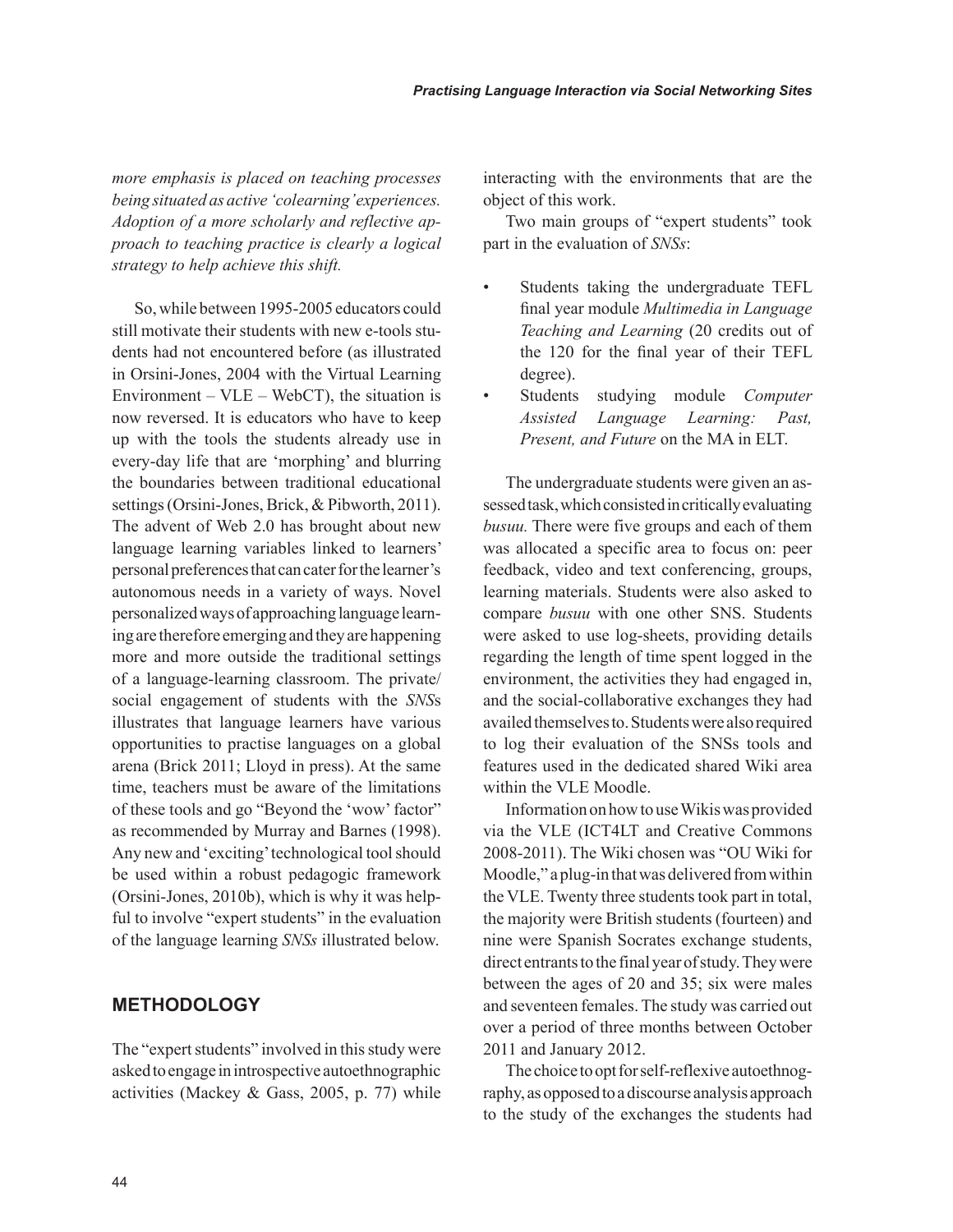*more emphasis is placed on teaching processes being situated as active 'colearning' experiences. Adoption of a more scholarly and reflective approach to teaching practice is clearly a logical strategy to help achieve this shift.*

So, while between 1995-2005 educators could still motivate their students with new e-tools students had not encountered before (as illustrated in Orsini-Jones, 2004 with the Virtual Learning Environment – VLE – WebCT), the situation is now reversed. It is educators who have to keep up with the tools the students already use in every-day life that are 'morphing' and blurring the boundaries between traditional educational settings (Orsini-Jones, Brick, & Pibworth, 2011). The advent of Web 2.0 has brought about new language learning variables linked to learners' personal preferences that can cater for the learner's autonomous needs in a variety of ways. Novel personalized ways of approaching language learning are therefore emerging and they are happening more and more outside the traditional settings of a language-learning classroom. The private/social engagement of students with the *SNS*s illustrates that language learners have various opportunities to practise languages on a global arena (Brick 2011; Lloyd in press). At the same time, teachers must be aware of the limitations of these tools and go "Beyond the 'wow' factor" as recommended by Murray and Barnes (1998). Any new and 'exciting' technological tool should be used within a robust pedagogic framework (Orsini-Jones, 2010b), which is why it was helpful to involve "expert students" in the evaluation of the language learning *SNSs* illustrated below.

## METHODOLOGY

The "expert students" involved in this study were asked to engage in introspective autoethnographic activities (Mackey & Gass, 2005, p. 77) while interacting with the environments that are the object of this work.

Two main groups of "expert students" took part in the evaluation of *SNSs*:

- Students taking the undergraduate TEFL final year module *Multimedia in Language Teaching and Learning* (20 credits out of the 120 for the final year of their TEFL degree).
- Students studying module *Computer Assisted Language Learning: Past, Present, and Future* on the MA in ELT.

The undergraduate students were given an assessed task, which consisted in critically evaluating *busuu.* There were five groups and each of them was allocated a specific area to focus on: peer feedback, video and text conferencing, groups, learning materials. Students were also asked to compare *busuu* with one other SNS. Students were asked to use log-sheets, providing details regarding the length of time spent logged in the environment, the activities they had engaged in, and the social-collaborative exchanges they had availed themselves to. Students were also required to log their evaluation of the SNSs tools and features used in the dedicated shared Wiki area within the VLE Moodle.

Information on how to use Wikis was provided via the VLE (ICT4LT and Creative Commons 2008-2011). The Wiki chosen was "OU Wiki for Moodle," a plug-in that was delivered from within the VLE. Twenty three students took part in total, the majority were British students (fourteen) and nine were Spanish Socrates exchange students, direct entrants to the final year of study. They were between the ages of 20 and 35; six were males and seventeen females. The study was carried out over a period of three months between October 2011 and January 2012.

The choice to opt for self-reflexive autoethnography, as opposed to a discourse analysis approach to the study of the exchanges the students had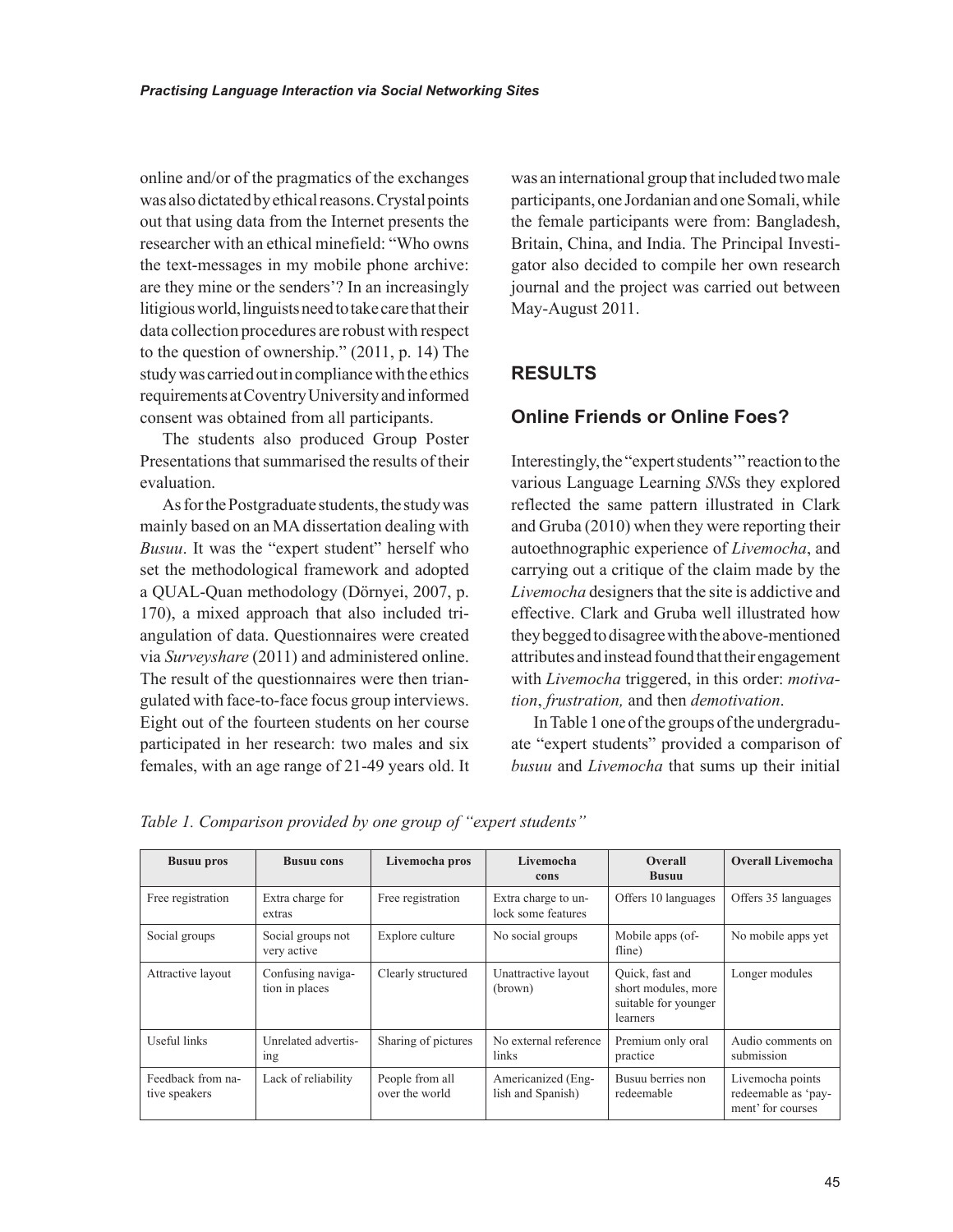online and/or of the pragmatics of the exchanges was also dictated by ethical reasons. Crystal points out that using data from the Internet presents the researcher with an ethical minefield: "Who owns the text-messages in my mobile phone archive: are they mine or the senders'? In an increasingly litigious world, linguists need to take care that their data collection procedures are robust with respect to the question of ownership." (2011, p. 14) The study was carried out in compliance with the ethics requirements at Coventry University and informed consent was obtained from all participants.

The students also produced Group Poster Presentations that summarised the results of their evaluation.

As for the Postgraduate students, the study was mainly based on an MA dissertation dealing with *Busuu*. It was the "expert student" herself who set the methodological framework and adopted a QUAL-Quan methodology (Dörnyei, 2007, p. 170), a mixed approach that also included triangulation of data. Questionnaires were created via *Surveyshare* (2011) and administered online. The result of the questionnaires were then triangulated with face-to-face focus group interviews. Eight out of the fourteen students on her course participated in her research: two males and six females, with an age range of 21-49 years old. It was an international group that included two male participants, one Jordanian and one Somali, while the female participants were from: Bangladesh, Britain, China, and India. The Principal Investigator also decided to compile her own research journal and the project was carried out between May-August 2011.

## RESULTS

### Online Friends or Online Foes?

Interestingly, the "expert students'" reaction to the various Language Learning *SNS*s they explored reflected the same pattern illustrated in Clark and Gruba (2010) when they were reporting their autoethnographic experience of *Livemocha*, and carrying out a critique of the claim made by the *Livemocha* designers that the site is addictive and effective. Clark and Gruba well illustrated how they begged to disagree with the above-mentioned attributes and instead found that their engagement with *Livemocha* triggered, in this order: *motivation*, *frustration,* and then *demotivation*.

In Table 1 one of the groups of the undergraduate "expert students" provided a comparison of *busuu* and *Livemocha* that sums up their initial

*Table 1. Comparison provided by one group of "expert students"*

| Busuu pros | Busuu cons | Livemocha pros | Livemocha cons | Overall Busuu | Overall Livemocha |
|---|---|---|---|---|---|
| Free registration | Extra charge for extras | Free registration | Extra charge to unlock some features | Offers 10 languages | Offers 35 languages |
| Social groups | Social groups not very active | Explore culture | No social groups | Mobile apps (offline) | No mobile apps yet |
| Attractive layout | Confusing navigation in places | Clearly structured | Unattractive layout (brown) | Quick, fast and short modules, more suitable for younger learners | Longer modules |
| Useful links | Unrelated advertising | Sharing of pictures | No external reference links | Premium only oral practice | Audio comments on submission |
| Feedback from native speakers | Lack of reliability | People from all over the world | Americanized (English and Spanish) | Busuu berries non redeemable | Livemocha points redeemable as 'payment' for courses |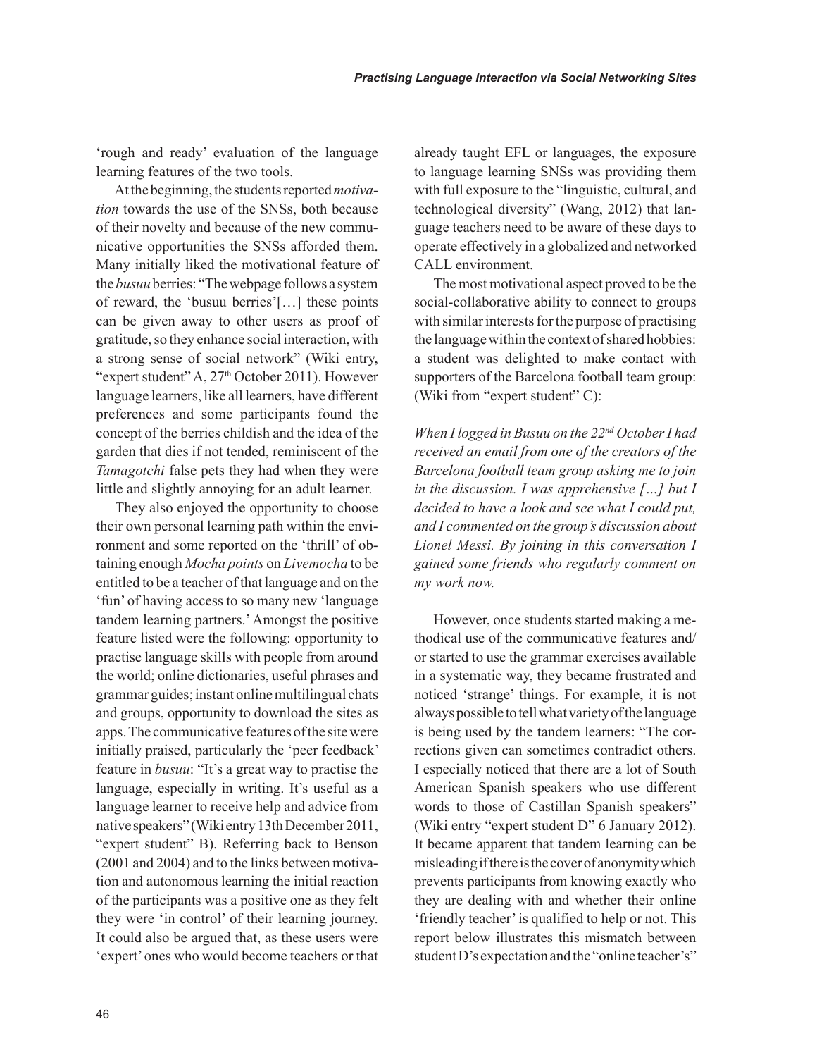'rough and ready' evaluation of the language learning features of the two tools.

At the beginning, the students reported *motivation* towards the use of the SNSs, both because of their novelty and because of the new communicative opportunities the SNSs afforded them. Many initially liked the motivational feature of the *busuu* berries: "The webpage follows a system of reward, the 'busuu berries'[…] these points can be given away to other users as proof of gratitude, so they enhance social interaction, with a strong sense of social network" (Wiki entry, "expert student" A, 27th October 2011). However language learners, like all learners, have different preferences and some participants found the concept of the berries childish and the idea of the garden that dies if not tended, reminiscent of the *Tamagotchi* false pets they had when they were little and slightly annoying for an adult learner.

They also enjoyed the opportunity to choose their own personal learning path within the environment and some reported on the 'thrill' of obtaining enough *Mocha points* on *Livemocha* to be entitled to be a teacher of that language and on the 'fun' of having access to so many new 'language tandem learning partners.' Amongst the positive feature listed were the following: opportunity to practise language skills with people from around the world; online dictionaries, useful phrases and grammar guides; instant online multilingual chats and groups, opportunity to download the sites as apps. The communicative features of the site were initially praised, particularly the 'peer feedback' feature in *busuu*: "It's a great way to practise the language, especially in writing. It's useful as a language learner to receive help and advice from native speakers" (Wiki entry 13th December 2011, "expert student" B). Referring back to Benson (2001 and 2004) and to the links between motivation and autonomous learning the initial reaction of the participants was a positive one as they felt they were 'in control' of their learning journey. It could also be argued that, as these users were 'expert' ones who would become teachers or that already taught EFL or languages, the exposure to language learning SNSs was providing them with full exposure to the "linguistic, cultural, and technological diversity" (Wang, 2012) that language teachers need to be aware of these days to operate effectively in a globalized and networked CALL environment.

The most motivational aspect proved to be the social-collaborative ability to connect to groups with similar interests for the purpose of practising the language within the context of shared hobbies: a student was delighted to make contact with supporters of the Barcelona football team group: (Wiki from "expert student" C):

*When I logged in Busuu on the 22nd October I had received an email from one of the creators of the Barcelona football team group asking me to join in the discussion. I was apprehensive […] but I decided to have a look and see what I could put, and I commented on the group's discussion about Lionel Messi. By joining in this conversation I gained some friends who regularly comment on my work now.*

However, once students started making a methodical use of the communicative features and/or started to use the grammar exercises available in a systematic way, they became frustrated and noticed 'strange' things. For example, it is not always possible to tell what variety of the language is being used by the tandem learners: "The corrections given can sometimes contradict others. I especially noticed that there are a lot of South American Spanish speakers who use different words to those of Castillan Spanish speakers" (Wiki entry "expert student D" 6 January 2012). It became apparent that tandem learning can be misleading if there is the cover of anonymity which prevents participants from knowing exactly who they are dealing with and whether their online 'friendly teacher' is qualified to help or not. This report below illustrates this mismatch between student D's expectation and the "online teacher's"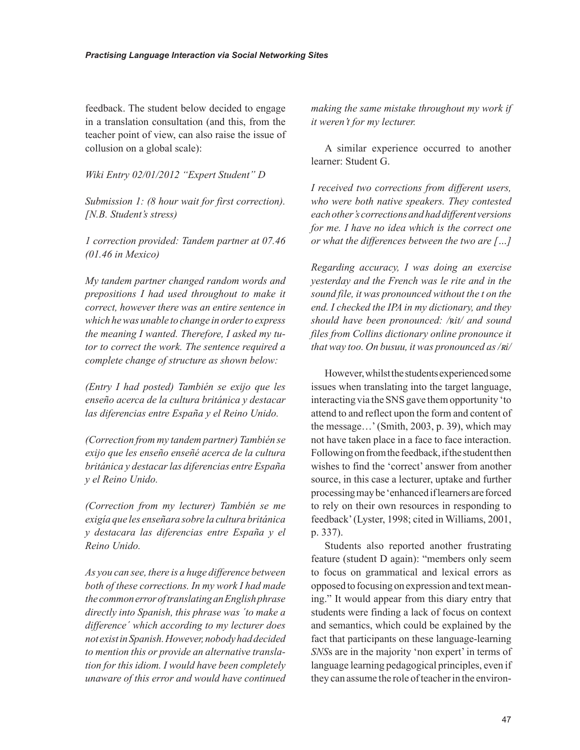feedback. The student below decided to engage in a translation consultation (and this, from the teacher point of view, can also raise the issue of collusion on a global scale):

*Wiki Entry 02/01/2012 "Expert Student" D*

*Submission 1: (8 hour wait for first correction). [N.B. Student's stress)*

*1 correction provided: Tandem partner at 07.46 (01.46 in Mexico)*

*My tandem partner changed random words and prepositions I had used throughout to make it correct, however there was an entire sentence in which he was unable to change in order to express the meaning I wanted. Therefore, I asked my tutor to correct the work. The sentence required a complete change of structure as shown below:*

*(Entry I had posted) También se exijo que les enseño acerca de la cultura británica y destacar las diferencias entre España y el Reino Unido.*

*(Correction from my tandem partner) También se exijo que les enseño enseñé acerca de la cultura británica y destacar las diferencias entre España y el Reino Unido.*

*(Correction from my lecturer) También se me exigía que les enseñara sobre la cultura británica y destacara las diferencias entre España y el Reino Unido.*

*As you can see, there is a huge difference between both of these corrections. In my work I had made the common error of translating an English phrase directly into Spanish, this phrase was ´to make a difference´ which according to my lecturer does not exist in Spanish. However, nobody had decided to mention this or provide an alternative translation for this idiom. I would have been completely unaware of this error and would have continued making the same mistake throughout my work if it weren't for my lecturer.*

A similar experience occurred to another learner: Student G.

*I received two corrections from different users, who were both native speakers. They contested each other's corrections and had different versions for me. I have no idea which is the correct one or what the differences between the two are […]*

*Regarding accuracy, I was doing an exercise yesterday and the French was le rite and in the sound file, it was pronounced without the t on the end. I checked the IPA in my dictionary, and they should have been pronounced: /ʁit/ and sound files from Collins dictionary online pronounce it that way too. On busuu, it was pronounced as /ʁi/*

However, whilst the students experienced some issues when translating into the target language, interacting via the SNS gave them opportunity 'to attend to and reflect upon the form and content of the message…' (Smith, 2003, p. 39), which may not have taken place in a face to face interaction. Following on from the feedback, if the student then wishes to find the 'correct' answer from another source, in this case a lecturer, uptake and further processing may be 'enhanced if learners are forced to rely on their own resources in responding to feedback' (Lyster, 1998; cited in Williams, 2001, p. 337).

Students also reported another frustrating feature (student D again): "members only seem to focus on grammatical and lexical errors as opposed to focusing on expression and text meaning." It would appear from this diary entry that students were finding a lack of focus on context and semantics, which could be explained by the fact that participants on these language-learning *SNS*s are in the majority 'non expert' in terms of language learning pedagogical principles, even if they can assume the role of teacher in the environ-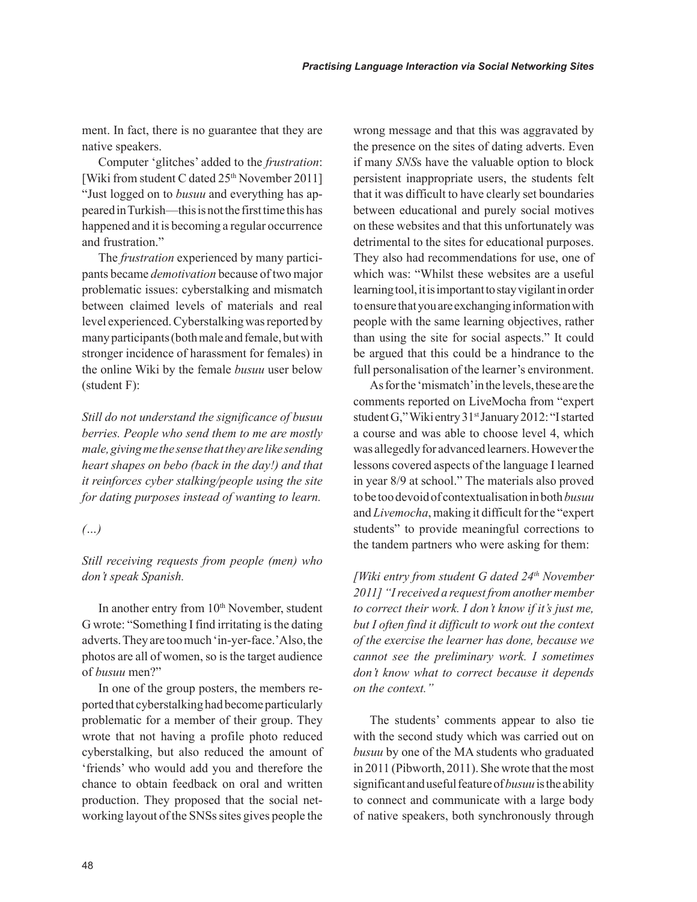ment. In fact, there is no guarantee that they are native speakers.

Computer 'glitches' added to the *frustration*: [Wiki from student C dated 25th November 2011] "Just logged on to *busuu* and everything has appeared in Turkish—this is not the first time this has happened and it is becoming a regular occurrence and frustration."

The *frustration* experienced by many participants became *demotivation* because of two major problematic issues: cyberstalking and mismatch between claimed levels of materials and real level experienced. Cyberstalking was reported by many participants (both male and female, but with stronger incidence of harassment for females) in the online Wiki by the female *busuu* user below (student F):

*Still do not understand the significance of busuu berries. People who send them to me are mostly male, giving me the sense that they are like sending heart shapes on bebo (back in the day!) and that it reinforces cyber stalking/people using the site for dating purposes instead of wanting to learn.*

*(…)*

*Still receiving requests from people (men) who don't speak Spanish.*

In another entry from 10th November, student G wrote: "Something I find irritating is the dating adverts. They are too much 'in-yer-face.' Also, the photos are all of women, so is the target audience of *busuu* men?"

In one of the group posters, the members reported that cyberstalking had become particularly problematic for a member of their group. They wrote that not having a profile photo reduced cyberstalking, but also reduced the amount of 'friends' who would add you and therefore the chance to obtain feedback on oral and written production. They proposed that the social networking layout of the SNSs sites gives people the wrong message and that this was aggravated by the presence on the sites of dating adverts. Even if many *SNS*s have the valuable option to block persistent inappropriate users, the students felt that it was difficult to have clearly set boundaries between educational and purely social motives on these websites and that this unfortunately was detrimental to the sites for educational purposes. They also had recommendations for use, one of which was: "Whilst these websites are a useful learning tool, it is important to stay vigilant in order to ensure that you are exchanging information with people with the same learning objectives, rather than using the site for social aspects." It could be argued that this could be a hindrance to the full personalisation of the learner's environment.

As for the 'mismatch' in the levels, these are the comments reported on LiveMocha from "expert student G," Wiki entry 31st January 2012: "I started a course and was able to choose level 4, which was allegedly for advanced learners. However the lessons covered aspects of the language I learned in year 8/9 at school." The materials also proved to be too devoid of contextualisation in both *busuu* and *Livemocha*, making it difficult for the "expert students" to provide meaningful corrections to the tandem partners who were asking for them:

*[Wiki entry from student G dated 24th November 2011] "I received a request from another member to correct their work. I don't know if it's just me, but I often find it difficult to work out the context of the exercise the learner has done, because we cannot see the preliminary work. I sometimes don't know what to correct because it depends on the context."*

The students' comments appear to also tie with the second study which was carried out on *busuu* by one of the MA students who graduated in 2011 (Pibworth, 2011). She wrote that the most significant and useful feature of *busuu* is the ability to connect and communicate with a large body of native speakers, both synchronously through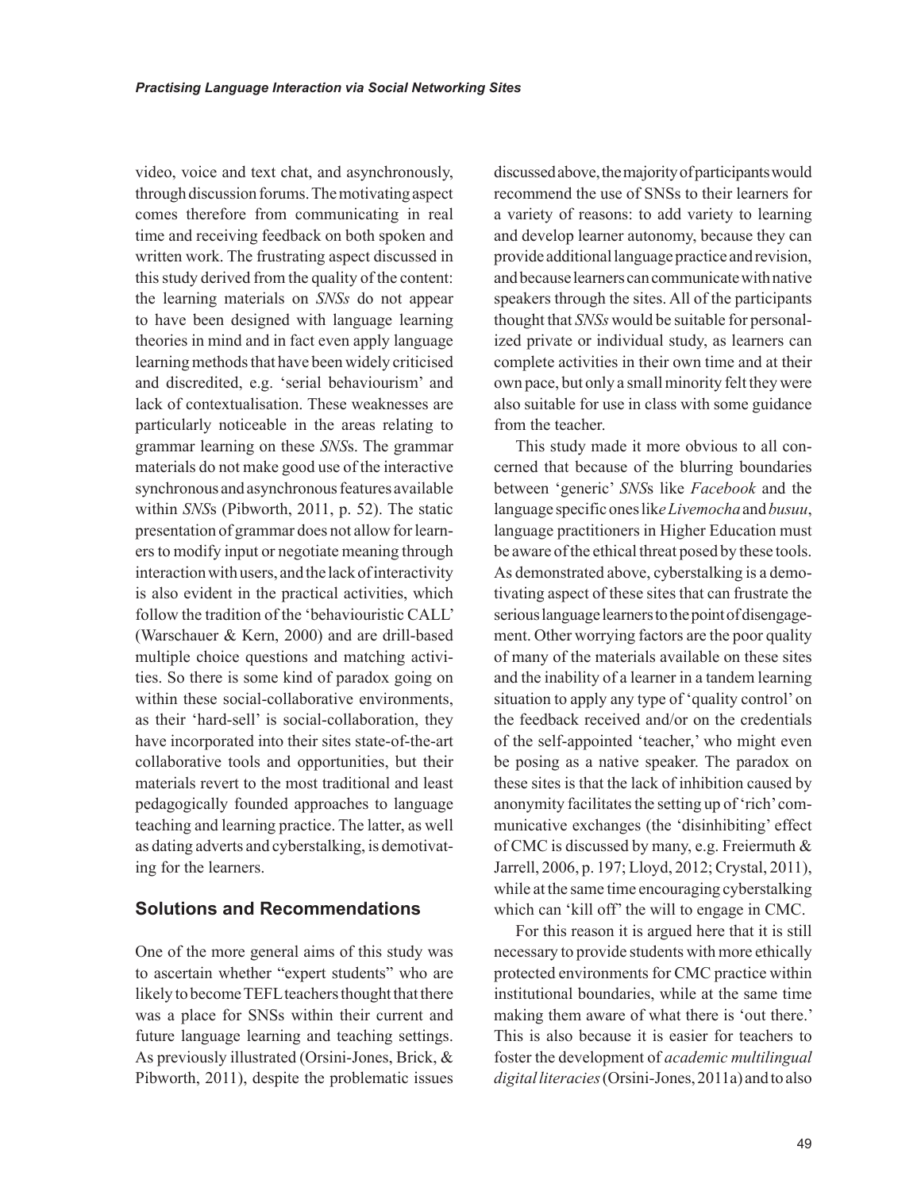video, voice and text chat, and asynchronously, through discussion forums. The motivating aspect comes therefore from communicating in real time and receiving feedback on both spoken and written work. The frustrating aspect discussed in this study derived from the quality of the content: the learning materials on *SNSs* do not appear to have been designed with language learning theories in mind and in fact even apply language learning methods that have been widely criticised and discredited, e.g. 'serial behaviourism' and lack of contextualisation. These weaknesses are particularly noticeable in the areas relating to grammar learning on these *SNS*s. The grammar materials do not make good use of the interactive synchronous and asynchronous features available within *SNS*s (Pibworth, 2011, p. 52). The static presentation of grammar does not allow for learners to modify input or negotiate meaning through interaction with users, and the lack of interactivity is also evident in the practical activities, which follow the tradition of the 'behaviouristic CALL' (Warschauer & Kern, 2000) and are drill-based multiple choice questions and matching activities. So there is some kind of paradox going on within these social-collaborative environments, as their 'hard-sell' is social-collaboration, they have incorporated into their sites state-of-the-art collaborative tools and opportunities, but their materials revert to the most traditional and least pedagogically founded approaches to language teaching and learning practice. The latter, as well as dating adverts and cyberstalking, is demotivating for the learners.

## Solutions and Recommendations

One of the more general aims of this study was to ascertain whether "expert students" who are likely to become TEFL teachers thought that there was a place for SNSs within their current and future language learning and teaching settings. As previously illustrated (Orsini-Jones, Brick, & Pibworth, 2011), despite the problematic issues discussed above, the majority of participants would recommend the use of SNSs to their learners for a variety of reasons: to add variety to learning and develop learner autonomy, because they can provide additional language practice and revision, and because learners can communicate with native speakers through the sites. All of the participants thought that *SNSs* would be suitable for personalized private or individual study, as learners can complete activities in their own time and at their own pace, but only a small minority felt they were also suitable for use in class with some guidance from the teacher.

This study made it more obvious to all concerned that because of the blurring boundaries between 'generic' *SNS*s like *Facebook* and the language specific ones lik*e Livemocha* and *busuu*, language practitioners in Higher Education must be aware of the ethical threat posed by these tools. As demonstrated above, cyberstalking is a demotivating aspect of these sites that can frustrate the serious language learners to the point of disengagement. Other worrying factors are the poor quality of many of the materials available on these sites and the inability of a learner in a tandem learning situation to apply any type of 'quality control' on the feedback received and/or on the credentials of the self-appointed 'teacher,' who might even be posing as a native speaker. The paradox on these sites is that the lack of inhibition caused by anonymity facilitates the setting up of 'rich' communicative exchanges (the 'disinhibiting' effect of CMC is discussed by many, e.g. Freiermuth & Jarrell, 2006, p. 197; Lloyd, 2012; Crystal, 2011), while at the same time encouraging cyberstalking which can 'kill off' the will to engage in CMC.

For this reason it is argued here that it is still necessary to provide students with more ethically protected environments for CMC practice within institutional boundaries, while at the same time making them aware of what there is 'out there.' This is also because it is easier for teachers to foster the development of *academic multilingual digital literacies* (Orsini-Jones, 2011a) and to also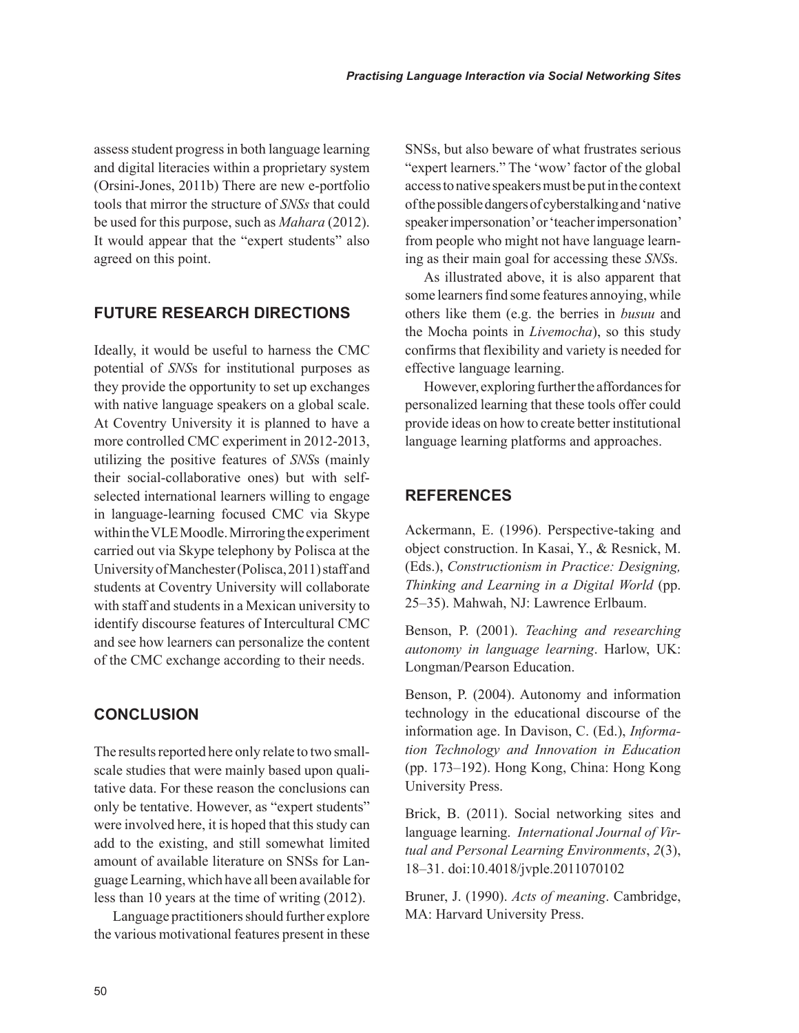assess student progress in both language learning and digital literacies within a proprietary system (Orsini-Jones, 2011b) There are new e-portfolio tools that mirror the structure of *SNSs* that could be used for this purpose, such as *Mahara* (2012). It would appear that the "expert students" also agreed on this point.

## FUTURE RESEARCH DIRECTIONS

Ideally, it would be useful to harness the CMC potential of *SNS*s for institutional purposes as they provide the opportunity to set up exchanges with native language speakers on a global scale. At Coventry University it is planned to have a more controlled CMC experiment in 2012-2013, utilizing the positive features of *SNS*s (mainly their social-collaborative ones) but with self-selected international learners willing to engage in language-learning focused CMC via Skype within the VLE Moodle. Mirroring the experiment carried out via Skype telephony by Polisca at the University of Manchester (Polisca, 2011) staff and students at Coventry University will collaborate with staff and students in a Mexican university to identify discourse features of Intercultural CMC and see how learners can personalize the content of the CMC exchange according to their needs.

## CONCLUSION

The results reported here only relate to two small-scale studies that were mainly based upon qualitative data. For these reason the conclusions can only be tentative. However, as "expert students" were involved here, it is hoped that this study can add to the existing, and still somewhat limited amount of available literature on SNSs for Language Learning, which have all been available for less than 10 years at the time of writing (2012).

Language practitioners should further explore the various motivational features present in these SNSs, but also beware of what frustrates serious "expert learners." The 'wow' factor of the global access to native speakers must be put in the context of the possible dangers of cyberstalking and 'native speaker impersonation' or 'teacher impersonation' from people who might not have language learning as their main goal for accessing these *SNS*s.

As illustrated above, it is also apparent that some learners find some features annoying, while others like them (e.g. the berries in *busuu* and the Mocha points in *Livemocha*), so this study confirms that flexibility and variety is needed for effective language learning.

However, exploring further the affordances for personalized learning that these tools offer could provide ideas on how to create better institutional language learning platforms and approaches.

## REFERENCES

Ackermann, E. (1996). Perspective-taking and object construction. In Kasai, Y., & Resnick, M. (Eds.), *Constructionism in Practice: Designing, Thinking and Learning in a Digital World* (pp. 25–35). Mahwah, NJ: Lawrence Erlbaum.

Benson, P. (2001). *Teaching and researching autonomy in language learning*. Harlow, UK: Longman/Pearson Education.

Benson, P. (2004). Autonomy and information technology in the educational discourse of the information age. In Davison, C. (Ed.), *Information Technology and Innovation in Education* (pp. 173–192). Hong Kong, China: Hong Kong University Press.

Brick, B. (2011). Social networking sites and language learning. *International Journal of Virtual and Personal Learning Environments*, *2*(3), 18–31. doi:10.4018/jvple.2011070102

Bruner, J. (1990). *Acts of meaning*. Cambridge, MA: Harvard University Press.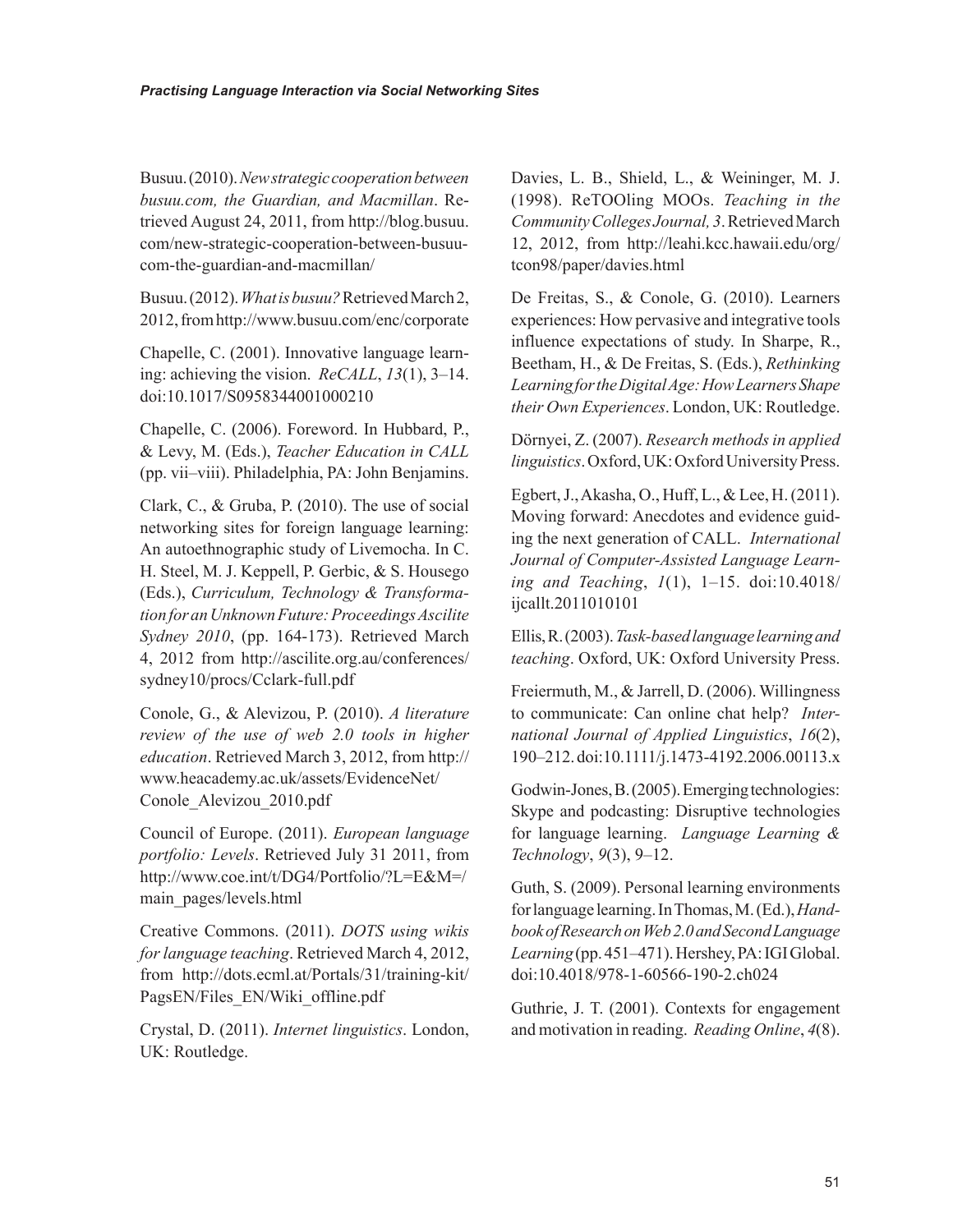Busuu. (2010). *New strategic cooperation between busuu.com, the Guardian, and Macmillan*. Retrieved August 24, 2011, from http://blog.busuu.com/new-strategic-cooperation-between-busuu-com-the-guardian-and-macmillan/

Busuu. (2012). *What is busuu?* Retrieved March 2, 2012, from http://www.busuu.com/enc/corporate

Chapelle, C. (2001). Innovative language learning: achieving the vision. *ReCALL*, *13*(1), 3–14. doi:10.1017/S0958344001000210

Chapelle, C. (2006). Foreword. In Hubbard, P., & Levy, M. (Eds.), *Teacher Education in CALL* (pp. vii–viii). Philadelphia, PA: John Benjamins.

Clark, C., & Gruba, P. (2010). The use of social networking sites for foreign language learning: An autoethnographic study of Livemocha. In C. H. Steel, M. J. Keppell, P. Gerbic, & S. Housego (Eds.), *Curriculum, Technology & Transformation for an Unknown Future: Proceedings Ascilite Sydney 2010*, (pp. 164-173). Retrieved March 4, 2012 from http://ascilite.org.au/conferences/sydney10/procs/Cclark-full.pdf

Conole, G., & Alevizou, P. (2010). *A literature review of the use of web 2.0 tools in higher education*. Retrieved March 3, 2012, from http://www.heacademy.ac.uk/assets/EvidenceNet/Conole_Alevizou_2010.pdf

Council of Europe. (2011). *European language portfolio: Levels*. Retrieved July 31 2011, from http://www.coe.int/t/DG4/Portfolio/?L=E&M=/main_pages/levels.html

Creative Commons. (2011). *DOTS using wikis for language teaching*. Retrieved March 4, 2012, from http://dots.ecml.at/Portals/31/training-kit/PagsEN/Files_EN/Wiki_offline.pdf

Crystal, D. (2011). *Internet linguistics*. London, UK: Routledge.

Davies, L. B., Shield, L., & Weininger, M. J. (1998). ReTOOling MOOs. *Teaching in the Community Colleges Journal, 3*. Retrieved March 12, 2012, from http://leahi.kcc.hawaii.edu/org/tcon98/paper/davies.html

De Freitas, S., & Conole, G. (2010). Learners experiences: How pervasive and integrative tools influence expectations of study. In Sharpe, R., Beetham, H., & De Freitas, S. (Eds.), *Rethinking Learning for the Digital Age: How Learners Shape their Own Experiences*. London, UK: Routledge.

Dörnyei, Z. (2007). *Research methods in applied linguistics*. Oxford, UK: Oxford University Press.

Egbert, J., Akasha, O., Huff, L., & Lee, H. (2011). Moving forward: Anecdotes and evidence guiding the next generation of CALL. *International Journal of Computer-Assisted Language Learning and Teaching*, *1*(1), 1–15. doi:10.4018/ijcallt.2011010101

Ellis, R. (2003). *Task-based language learning and teaching*. Oxford, UK: Oxford University Press.

Freiermuth, M., & Jarrell, D. (2006). Willingness to communicate: Can online chat help? *International Journal of Applied Linguistics*, *16*(2), 190–212. doi:10.1111/j.1473-4192.2006.00113.x

Godwin-Jones, B. (2005). Emerging technologies: Skype and podcasting: Disruptive technologies for language learning. *Language Learning & Technology*, *9*(3), 9–12.

Guth, S. (2009). Personal learning environments for language learning. In Thomas, M. (Ed.), *Handbook of Research on Web 2.0 and Second Language Learning* (pp. 451–471). Hershey, PA: IGI Global. doi:10.4018/978-1-60566-190-2.ch024

Guthrie, J. T. (2001). Contexts for engagement and motivation in reading. *Reading Online*, *4*(8).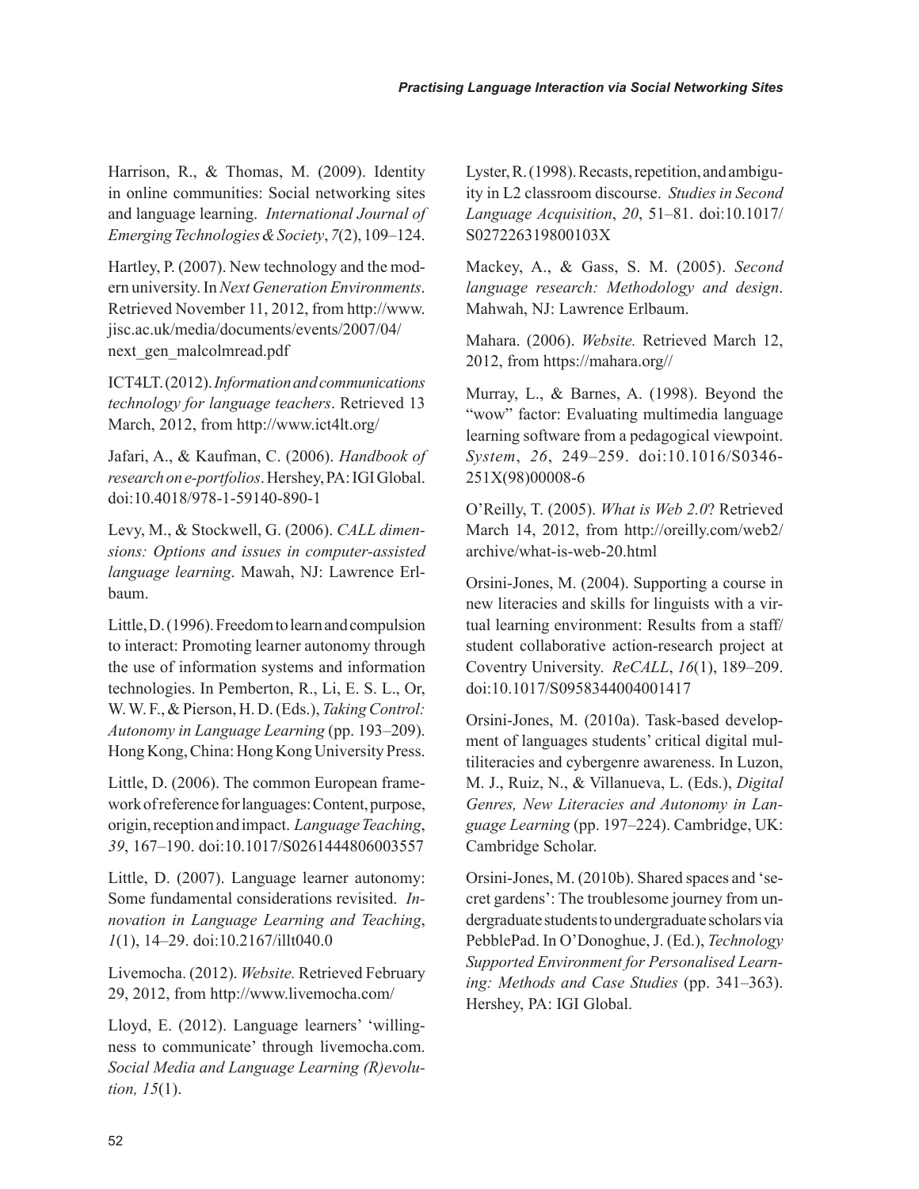Harrison, R., & Thomas, M. (2009). Identity in online communities: Social networking sites and language learning. *International Journal of Emerging Technologies & Society*, *7*(2), 109–124.

Hartley, P. (2007). New technology and the modern university. In *Next Generation Environments*. Retrieved November 11, 2012, from http://www.jisc.ac.uk/media/documents/events/2007/04/next_gen_malcolmread.pdf

ICT4LT. (2012). *Information and communications technology for language teachers*. Retrieved 13 March, 2012, from http://www.ict4lt.org/

Jafari, A., & Kaufman, C. (2006). *Handbook of research on e-portfolios*. Hershey, PA: IGI Global. doi:10.4018/978-1-59140-890-1

Levy, M., & Stockwell, G. (2006). *CALL dimensions: Options and issues in computer-assisted language learning*. Mawah, NJ: Lawrence Erlbaum.

Little, D. (1996). Freedom to learn and compulsion to interact: Promoting learner autonomy through the use of information systems and information technologies. In Pemberton, R., Li, E. S. L., Or, W. W. F., & Pierson, H. D. (Eds.), *Taking Control: Autonomy in Language Learning* (pp. 193–209). Hong Kong, China: Hong Kong University Press.

Little, D. (2006). The common European framework of reference for languages: Content, purpose, origin, reception and impact. *Language Teaching*, *39*, 167–190. doi:10.1017/S0261444806003557

Little, D. (2007). Language learner autonomy: Some fundamental considerations revisited. *Innovation in Language Learning and Teaching*, *1*(1), 14–29. doi:10.2167/illt040.0

Livemocha. (2012). *Website.* Retrieved February 29, 2012, from http://www.livemocha.com/

Lloyd, E. (2012). Language learners' 'willingness to communicate' through livemocha.com. *Social Media and Language Learning (R)evolution, 15*(1).

Lyster, R. (1998). Recasts, repetition, and ambiguity in L2 classroom discourse. *Studies in Second Language Acquisition*, *20*, 51–81. doi:10.1017/S027226319800103X

Mackey, A., & Gass, S. M. (2005). *Second language research: Methodology and design*. Mahwah, NJ: Lawrence Erlbaum.

Mahara. (2006). *Website.* Retrieved March 12, 2012, from https://mahara.org//

Murray, L., & Barnes, A. (1998). Beyond the "wow" factor: Evaluating multimedia language learning software from a pedagogical viewpoint. *System*, *26*, 249–259. doi:10.1016/S0346-251X(98)00008-6

O'Reilly, T. (2005). *What is Web 2.0*? Retrieved March 14, 2012, from http://oreilly.com/web2/archive/what-is-web-20.html

Orsini-Jones, M. (2004). Supporting a course in new literacies and skills for linguists with a virtual learning environment: Results from a staff/student collaborative action-research project at Coventry University. *ReCALL*, *16*(1), 189–209. doi:10.1017/S0958344004001417

Orsini-Jones, M. (2010a). Task-based development of languages students' critical digital multiliteracies and cybergenre awareness. In Luzon, M. J., Ruiz, N., & Villanueva, L. (Eds.), *Digital Genres, New Literacies and Autonomy in Language Learning* (pp. 197–224). Cambridge, UK: Cambridge Scholar.

Orsini-Jones, M. (2010b). Shared spaces and 'secret gardens': The troublesome journey from undergraduate students to undergraduate scholars via PebblePad. In O'Donoghue, J. (Ed.), *Technology Supported Environment for Personalised Learning: Methods and Case Studies* (pp. 341–363). Hershey, PA: IGI Global.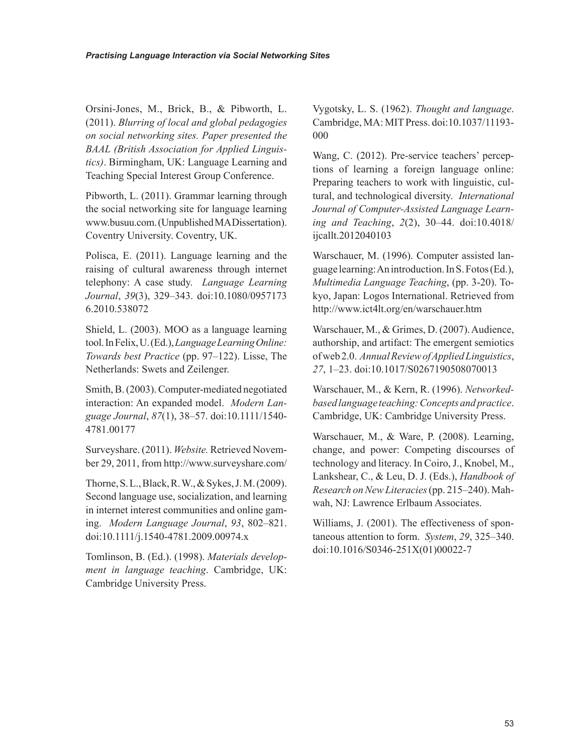Orsini-Jones, M., Brick, B., & Pibworth, L. (2011). *Blurring of local and global pedagogies on social networking sites. Paper presented the BAAL (British Association for Applied Linguistics)*. Birmingham, UK: Language Learning and Teaching Special Interest Group Conference.

Pibworth, L. (2011). Grammar learning through the social networking site for language learning www.busuu.com. (Unpublished MA Dissertation). Coventry University. Coventry, UK.

Polisca, E. (2011). Language learning and the raising of cultural awareness through internet telephony: A case study. *Language Learning Journal*, *39*(3), 329–343. doi:10.1080/09571736.2010.538072

Shield, L. (2003). MOO as a language learning tool. In Felix, U. (Ed.), *Language Learning Online: Towards best Practice* (pp. 97–122). Lisse, The Netherlands: Swets and Zeilenger.

Smith, B. (2003). Computer-mediated negotiated interaction: An expanded model. *Modern Language Journal*, *87*(1), 38–57. doi:10.1111/1540-4781.00177

Surveyshare. (2011). *Website.* Retrieved November 29, 2011, from http://www.surveyshare.com/

Thorne, S. L., Black, R. W., & Sykes, J. M. (2009). Second language use, socialization, and learning in internet interest communities and online gaming. *Modern Language Journal*, *93*, 802–821. doi:10.1111/j.1540-4781.2009.00974.x

Tomlinson, B. (Ed.). (1998). *Materials development in language teaching*. Cambridge, UK: Cambridge University Press.

Vygotsky, L. S. (1962). *Thought and language*. Cambridge, MA: MIT Press. doi:10.1037/11193-000

Wang, C. (2012). Pre-service teachers' perceptions of learning a foreign language online: Preparing teachers to work with linguistic, cultural, and technological diversity. *International Journal of Computer-Assisted Language Learning and Teaching*, *2*(2), 30–44. doi:10.4018/ijcallt.2012040103

Warschauer, M. (1996). Computer assisted language learning: An introduction. In S. Fotos (Ed.), *Multimedia Language Teaching*, (pp. 3-20). Tokyo, Japan: Logos International. Retrieved from http://www.ict4lt.org/en/warschauer.htm

Warschauer, M., & Grimes, D. (2007). Audience, authorship, and artifact: The emergent semiotics of web 2.0. *Annual Review of Applied Linguistics*, *27*, 1–23. doi:10.1017/S0267190508070013

Warschauer, M., & Kern, R. (1996). *Networked-based language teaching: Concepts and practice*. Cambridge, UK: Cambridge University Press.

Warschauer, M., & Ware, P. (2008). Learning, change, and power: Competing discourses of technology and literacy. In Coiro, J., Knobel, M., Lankshear, C., & Leu, D. J. (Eds.), *Handbook of Research on New Literacies* (pp. 215–240). Mahwah, NJ: Lawrence Erlbaum Associates.

Williams, J. (2001). The effectiveness of spontaneous attention to form. *System*, *29*, 325–340. doi:10.1016/S0346-251X(01)00022-7